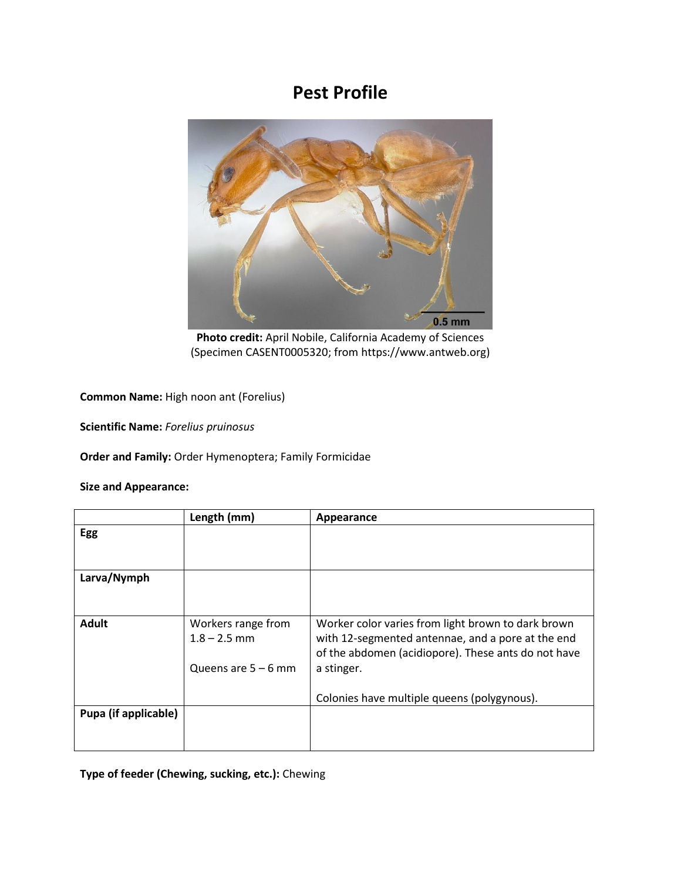# Pest Profile

**Photo credit:** April Nobile, California Academy of Sciences (Specimen CASENT0005320; from https://www.antweb.org)

**Common Name:** High noon ant (Forelius)

**Scientific Name:** *Forelius pruinosus*

**Order and Family:** Order Hymenoptera; Family Formicidae

**Size and Appearance:**

| | Length (mm) | Appearance |
|---|---|---|
| **Egg** | | |
| **Larva/Nymph** | | |
| **Adult** | Workers range from 1.8 – 2.5 mm<br><br>Queens are 5 – 6 mm | Worker color varies from light brown to dark brown with 12-segmented antennae, and a pore at the end of the abdomen (acidiopore). These ants do not have a stinger.<br><br>Colonies have multiple queens (polygynous). |
| **Pupa (if applicable)** | | |

**Type of feeder (Chewing, sucking, etc.):** Chewing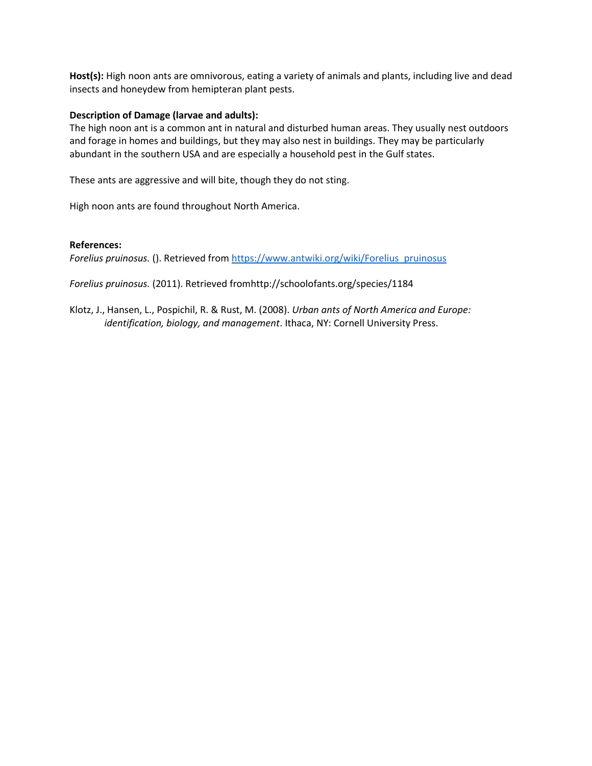**Host(s):** High noon ants are omnivorous, eating a variety of animals and plants, including live and dead insects and honeydew from hemipteran plant pests.

**Description of Damage (larvae and adults):**

The high noon ant is a common ant in natural and disturbed human areas. They usually nest outdoors and forage in homes and buildings, but they may also nest in buildings. They may be particularly abundant in the southern USA and are especially a household pest in the Gulf states.

These ants are aggressive and will bite, though they do not sting.

High noon ants are found throughout North America.

**References:**

*Forelius pruinosus.* (). Retrieved from https://www.antwiki.org/wiki/Forelius_pruinosus

*Forelius pruinosus.* (2011). Retrieved fromhttp://schoolofants.org/species/1184

Klotz, J., Hansen, L., Pospichil, R. & Rust, M. (2008). *Urban ants of North America and Europe: identification, biology, and management*. Ithaca, NY: Cornell University Press.